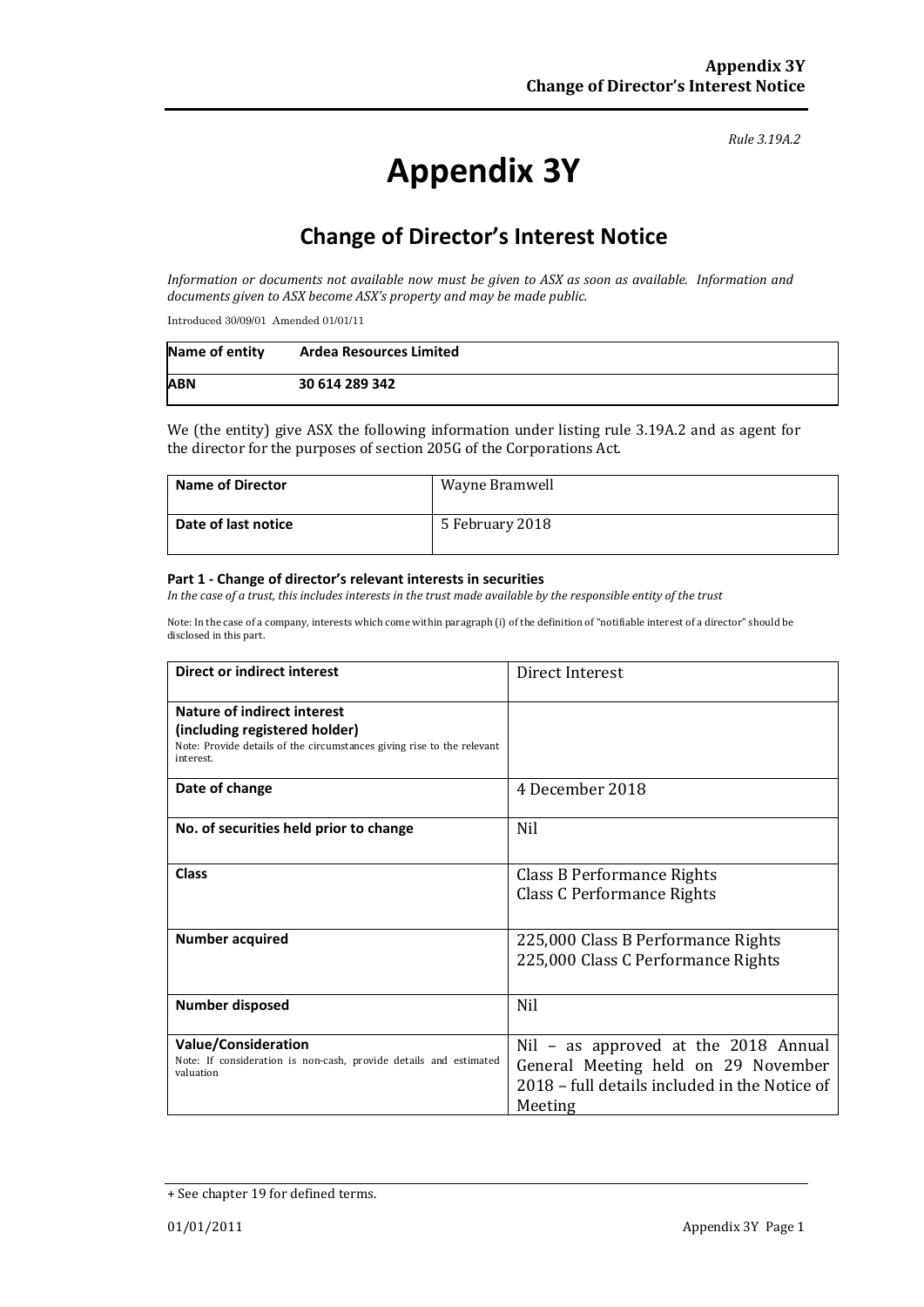*Rule 3.19A.2*

# Appendix 3Y

## Change of Director's Interest Notice

*Information or documents not available now must be given to ASX as soon as available. Information and documents given to ASX become ASX's property and may be made public.*

Introduced 30/09/01 Amended 01/01/11

| Name of entity | Ardea Resources Limited |
|---|---|
| ABN | 30 614 289 342 |

We (the entity) give ASX the following information under listing rule 3.19A.2 and as agent for the director for the purposes of section 205G of the Corporations Act.

| Name of Director | Wayne Bramwell |
|---|---|
| Date of last notice | 5 February 2018 |

#### Part 1 - Change of director's relevant interests in securities

*In the case of a trust, this includes interests in the trust made available by the responsible entity of the trust*

Note: In the case of a company, interests which come within paragraph (i) of the definition of "notifiable interest of a director" should be disclosed in this part.

| Direct or indirect interest | Direct Interest |
|---|---|
| **Nature of indirect interest (including registered holder)**<br>Note: Provide details of the circumstances giving rise to the relevant interest. | |
| **Date of change** | 4 December 2018 |
| **No. of securities held prior to change** | Nil |
| **Class** | Class B Performance Rights<br>Class C Performance Rights |
| **Number acquired** | 225,000 Class B Performance Rights<br>225,000 Class C Performance Rights |
| **Number disposed** | Nil |
| **Value/Consideration**<br>Note: If consideration is non-cash, provide details and estimated valuation | Nil – as approved at the 2018 Annual General Meeting held on 29 November 2018 – full details included in the Notice of Meeting |

+ See chapter 19 for defined terms.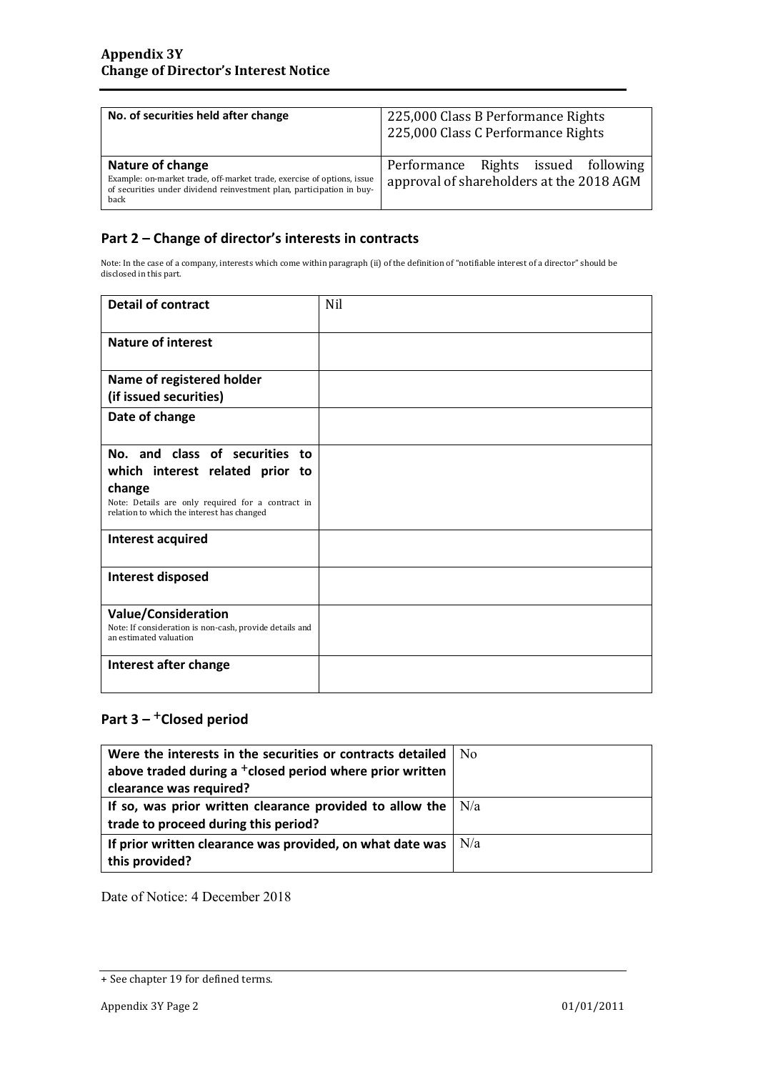| | |
|---|---|
| **No. of securities held after change** | 225,000 Class B Performance Rights<br>225,000 Class C Performance Rights |
| **Nature of change**<br>Example: on-market trade, off-market trade, exercise of options, issue of securities under dividend reinvestment plan, participation in buy-back | Performance Rights issued following approval of shareholders at the 2018 AGM |

## Part 2 – Change of director's interests in contracts

Note: In the case of a company, interests which come within paragraph (ii) of the definition of "notifiable interest of a director" should be disclosed in this part.

| | |
|---|---|
| **Detail of contract** | Nil |
| **Nature of interest** | |
| **Name of registered holder (if issued securities)** | |
| **Date of change** | |
| **No. and class of securities to which interest related prior to change**<br>Note: Details are only required for a contract in relation to which the interest has changed | |
| **Interest acquired** | |
| **Interest disposed** | |
| **Value/Consideration**<br>Note: If consideration is non-cash, provide details and an estimated valuation | |
| **Interest after change** | |

## Part 3 – +Closed period

| | |
|---|---|
| **Were the interests in the securities or contracts detailed above traded during a +closed period where prior written clearance was required?** | No |
| **If so, was prior written clearance provided to allow the trade to proceed during this period?** | N/a |
| **If prior written clearance was provided, on what date was this provided?** | N/a |

Date of Notice: 4 December 2018

+ See chapter 19 for defined terms.